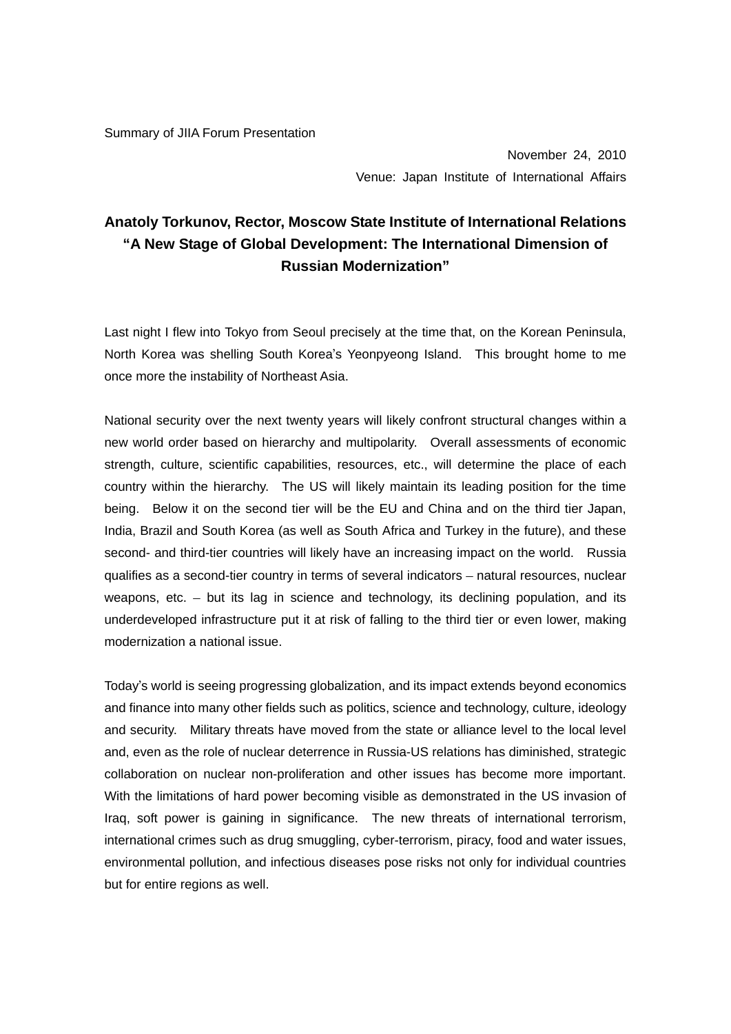Summary of JIIA Forum Presentation

November 24, 2010

Venue: Japan Institute of International Affairs

# Anatoly Torkunov, Rector, Moscow State Institute of International Relations
# "A New Stage of Global Development: The International Dimension of Russian Modernization"

Last night I flew into Tokyo from Seoul precisely at the time that, on the Korean Peninsula, North Korea was shelling South Korea's Yeonpyeong Island. This brought home to me once more the instability of Northeast Asia.

National security over the next twenty years will likely confront structural changes within a new world order based on hierarchy and multipolarity. Overall assessments of economic strength, culture, scientific capabilities, resources, etc., will determine the place of each country within the hierarchy. The US will likely maintain its leading position for the time being. Below it on the second tier will be the EU and China and on the third tier Japan, India, Brazil and South Korea (as well as South Africa and Turkey in the future), and these second- and third-tier countries will likely have an increasing impact on the world. Russia qualifies as a second-tier country in terms of several indicators – natural resources, nuclear weapons, etc. – but its lag in science and technology, its declining population, and its underdeveloped infrastructure put it at risk of falling to the third tier or even lower, making modernization a national issue.

Today's world is seeing progressing globalization, and its impact extends beyond economics and finance into many other fields such as politics, science and technology, culture, ideology and security. Military threats have moved from the state or alliance level to the local level and, even as the role of nuclear deterrence in Russia-US relations has diminished, strategic collaboration on nuclear non-proliferation and other issues has become more important. With the limitations of hard power becoming visible as demonstrated in the US invasion of Iraq, soft power is gaining in significance. The new threats of international terrorism, international crimes such as drug smuggling, cyber-terrorism, piracy, food and water issues, environmental pollution, and infectious diseases pose risks not only for individual countries but for entire regions as well.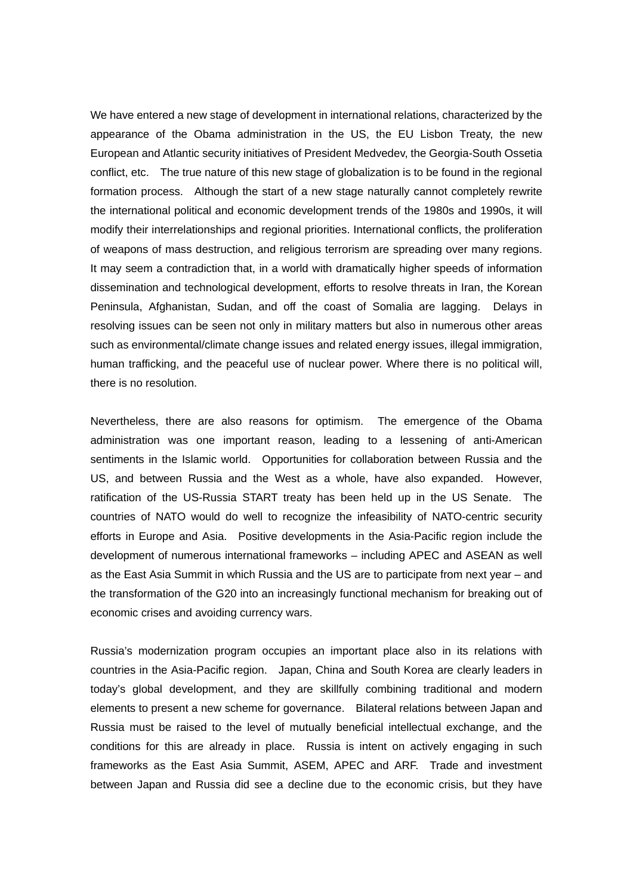We have entered a new stage of development in international relations, characterized by the appearance of the Obama administration in the US, the EU Lisbon Treaty, the new European and Atlantic security initiatives of President Medvedev, the Georgia-South Ossetia conflict, etc. The true nature of this new stage of globalization is to be found in the regional formation process. Although the start of a new stage naturally cannot completely rewrite the international political and economic development trends of the 1980s and 1990s, it will modify their interrelationships and regional priorities. International conflicts, the proliferation of weapons of mass destruction, and religious terrorism are spreading over many regions. It may seem a contradiction that, in a world with dramatically higher speeds of information dissemination and technological development, efforts to resolve threats in Iran, the Korean Peninsula, Afghanistan, Sudan, and off the coast of Somalia are lagging. Delays in resolving issues can be seen not only in military matters but also in numerous other areas such as environmental/climate change issues and related energy issues, illegal immigration, human trafficking, and the peaceful use of nuclear power. Where there is no political will, there is no resolution.

Nevertheless, there are also reasons for optimism. The emergence of the Obama administration was one important reason, leading to a lessening of anti-American sentiments in the Islamic world. Opportunities for collaboration between Russia and the US, and between Russia and the West as a whole, have also expanded. However, ratification of the US-Russia START treaty has been held up in the US Senate. The countries of NATO would do well to recognize the infeasibility of NATO-centric security efforts in Europe and Asia. Positive developments in the Asia-Pacific region include the development of numerous international frameworks – including APEC and ASEAN as well as the East Asia Summit in which Russia and the US are to participate from next year – and the transformation of the G20 into an increasingly functional mechanism for breaking out of economic crises and avoiding currency wars.

Russia's modernization program occupies an important place also in its relations with countries in the Asia-Pacific region. Japan, China and South Korea are clearly leaders in today's global development, and they are skillfully combining traditional and modern elements to present a new scheme for governance. Bilateral relations between Japan and Russia must be raised to the level of mutually beneficial intellectual exchange, and the conditions for this are already in place. Russia is intent on actively engaging in such frameworks as the East Asia Summit, ASEM, APEC and ARF. Trade and investment between Japan and Russia did see a decline due to the economic crisis, but they have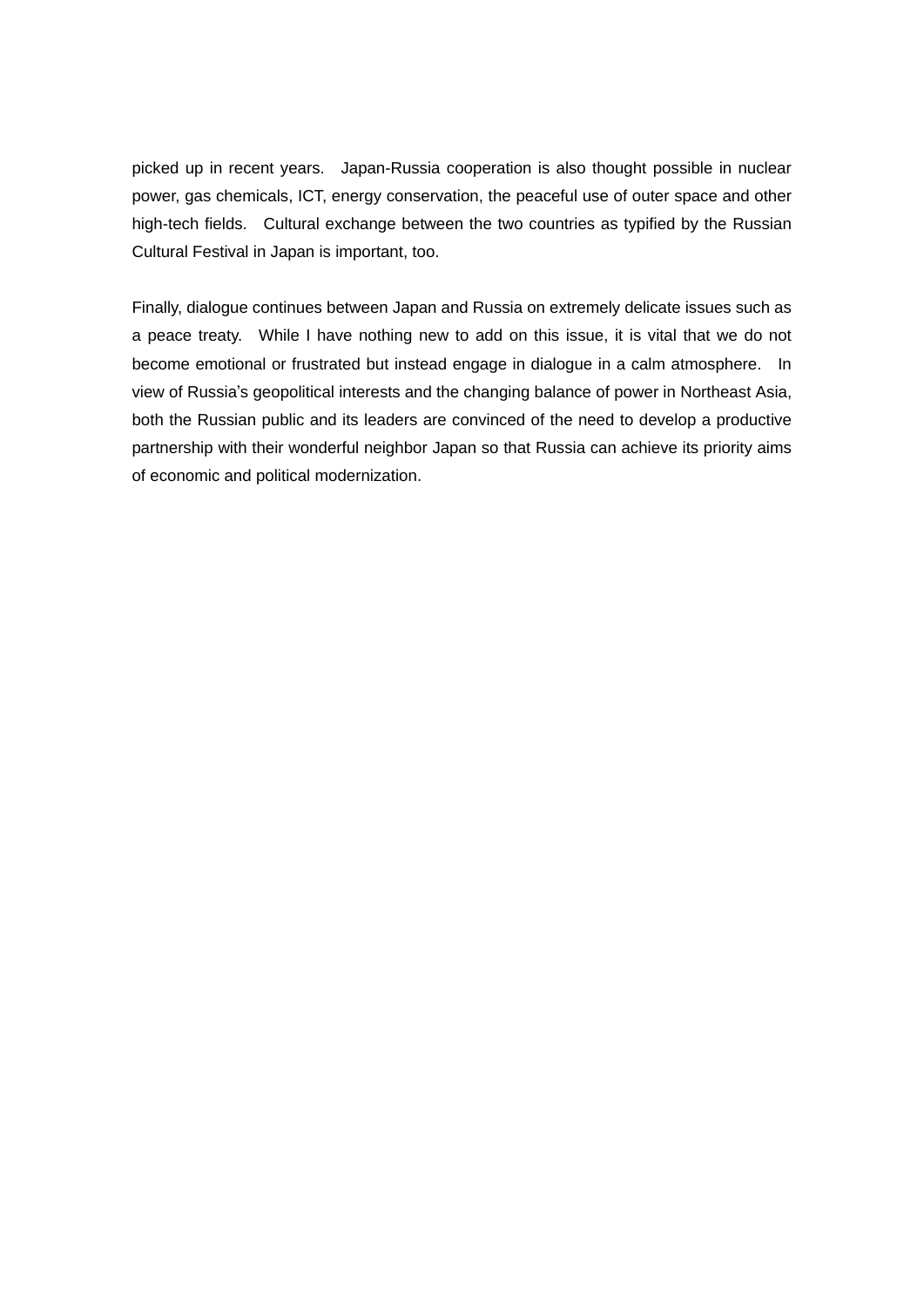picked up in recent years. Japan-Russia cooperation is also thought possible in nuclear power, gas chemicals, ICT, energy conservation, the peaceful use of outer space and other high-tech fields. Cultural exchange between the two countries as typified by the Russian Cultural Festival in Japan is important, too.

Finally, dialogue continues between Japan and Russia on extremely delicate issues such as a peace treaty. While I have nothing new to add on this issue, it is vital that we do not become emotional or frustrated but instead engage in dialogue in a calm atmosphere. In view of Russia's geopolitical interests and the changing balance of power in Northeast Asia, both the Russian public and its leaders are convinced of the need to develop a productive partnership with their wonderful neighbor Japan so that Russia can achieve its priority aims of economic and political modernization.